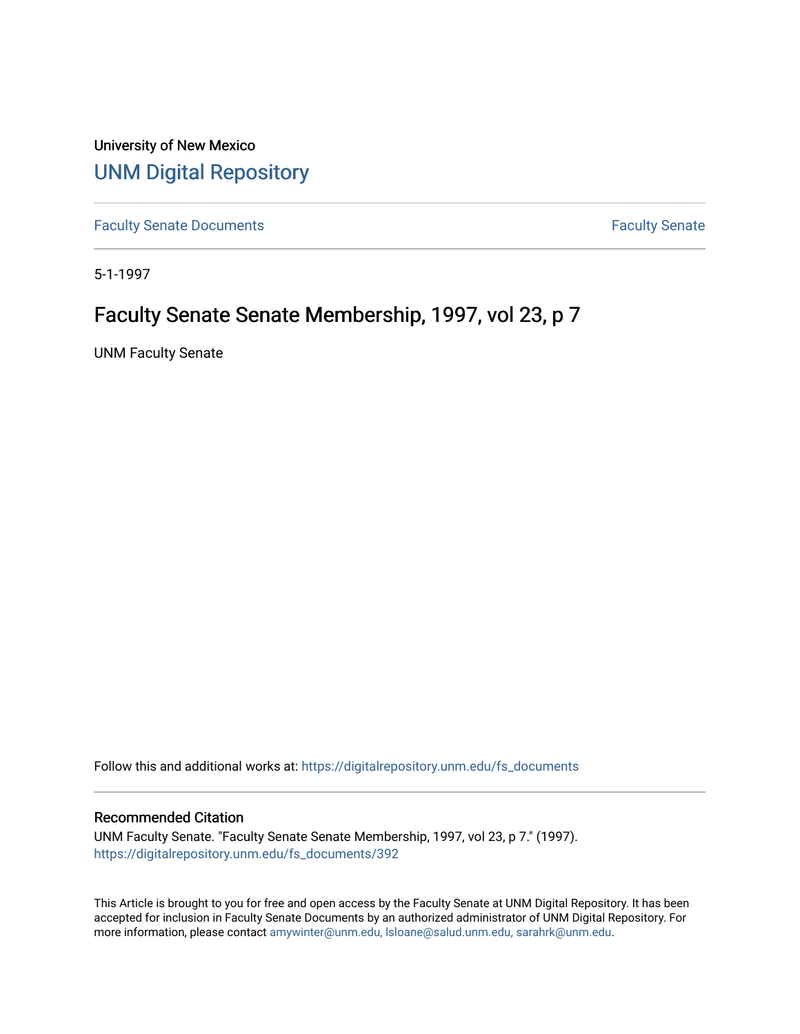University of New Mexico

# UNM Digital Repository

Faculty Senate Documents

Faculty Senate

5-1-1997

## Faculty Senate Senate Membership, 1997, vol 23, p 7

UNM Faculty Senate

Follow this and additional works at: https://digitalrepository.unm.edu/fs_documents

### Recommended Citation

UNM Faculty Senate. "Faculty Senate Senate Membership, 1997, vol 23, p 7." (1997). https://digitalrepository.unm.edu/fs_documents/392

This Article is brought to you for free and open access by the Faculty Senate at UNM Digital Repository. It has been accepted for inclusion in Faculty Senate Documents by an authorized administrator of UNM Digital Repository. For more information, please contact amywinter@unm.edu, lsloane@salud.unm.edu, sarahrk@unm.edu.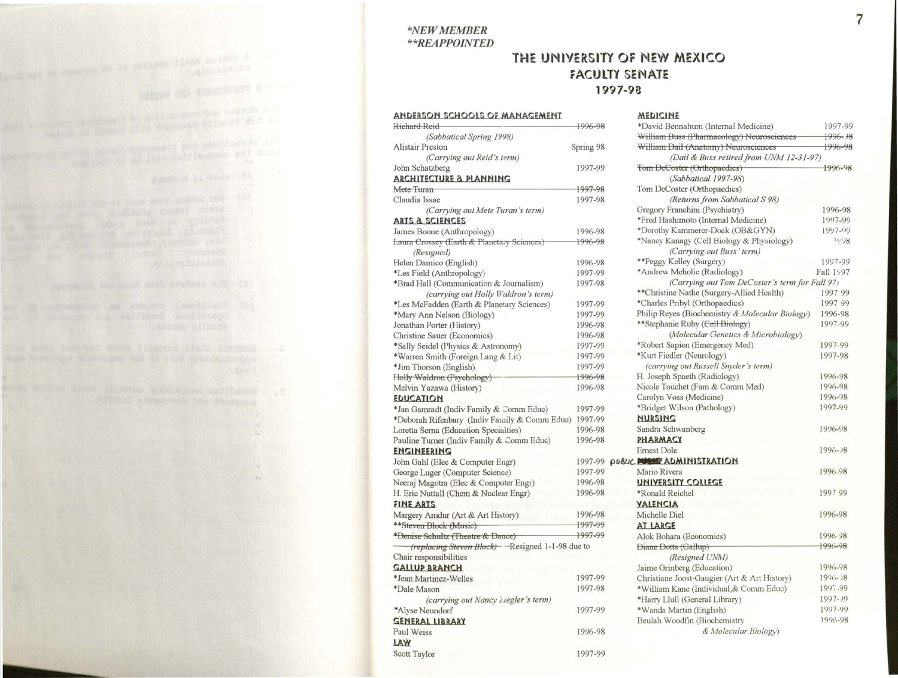*NEW MEMBER
**REAPPOINTED

# THE UNIVERSITY OF NEW MEXICO
## FACULTY SENATE
## 1997-98

### ANDERSON SCHOOLS OF MANAGEMENT

| | |
|---|---|
| ~~Richard Reid~~ | ~~1996-98~~ |
| *(Sabbatical Spring 1998)* | |
| Alistair Preston | Spring 98 |
| *(Carrying out Reid's term)* | |
| John Schatzberg | 1997-99 |

### ARCHITECTURE & PLANNING

| | |
|---|---|
| ~~Mete Turan~~ | ~~1997-98~~ |
| Claudia Issac | 1997-98 |
| *(Carrying out Mete Turan's term)* | |

### ARTS & SCIENCES

| | |
|---|---|
| James Boone (Anthropology) | 1996-98 |
| ~~Laura Crossey (Earth & Planetary Sciences)~~ | ~~1996-98~~ |
| *(Resigned)* | |
| Helen Damico (English) | 1996-98 |
| *Les Field (Anthropology) | 1997-99 |
| *Brad Hall (Communication & Journalism) | 1997-98 |
| *(carrying out Holly Waldron's term)* | |
| *Les McFadden (Earth & Planetary Sciences) | 1997-99 |
| *Mary Ann Nelson (Biology) | 1997-99 |
| Jonathan Porter (History) | 1996-98 |
| Christine Sauer (Economics) | 1996-98 |
| *Sally Seidel (Physics & Astronomy) | 1997-99 |
| *Warren Smith (Foreign Lang & Lit) | 1997-99 |
| *Jim Thorson (English) | 1997-99 |
| ~~Holly Waldron (Psychology)~~ | ~~1996-98~~ |
| Melvin Yazawa (History) | 1996-98 |

### EDUCATION

| | |
|---|---|
| *Jan Gamradt (Indiv Family & Comm Educ) | 1997-99 |
| *Deborah Rifenbary (Indiv Family & Comm Educ) | 1997-99 |
| Loretta Serna (Education Specialties) | 1996-98 |
| Pauline Turner (Indiv Family & Comm Educ) | 1996-98 |

### ENGINEERING

| | |
|---|---|
| John Gahl (Elec & Computer Engr) | 1997-99 |
| George Luger (Computer Science) | 1997-99 |
| Neeraj Magotra (Elec & Computer Engr) | 1996-98 |
| H. Eric Nuttall (Chem & Nuclear Engr) | 1996-98 |

### FINE ARTS

| | |
|---|---|
| Margery Amdur (Art & Art History) | 1996-98 |
| ~~**Steven Block (Music)~~ | ~~1997-99~~ |
| ~~*Denise Schultz (Theatre & Dance)~~ | ~~1997-99~~ |
| ~~*(replacing Steven Block)*~~ –Resigned 1-1-98 due to Chair responsibilities | |

### GALLUP BRANCH

| | |
|---|---|
| *Jean Martinez-Welles | 1997-99 |
| *Dale Mason | 1997-98 |
| *(carrying out Nancy Ziegler's term)* | |
| *Alyse Neundorf | 1997-99 |

### GENERAL LIBRARY

| | |
|---|---|
| Paul Weiss | 1996-98 |

### LAW

| | |
|---|---|
| Scott Taylor | 1997-99 |

### MEDICINE

| | |
|---|---|
| *David Bennahum (Internal Medicine) | 1997-99 |
| ~~William Buss (Pharmacology) Neurosciences~~ | ~~1996-98~~ |
| ~~William Dail (Anatomy) Neurosciences~~ | ~~1996-98~~ |
| *(Dail & Buss retired from UNM 12-31-97)* | |
| ~~Tom DeCoster (Orthopaedics)~~ | ~~1996-98~~ |
| *(Sabbatical 1997-98)* | |
| Tom DeCoster (Orthopaedics) | |
| *(Returns from Sabbatical S 98)* | |
| Gregory Franchini (Psychiatry) | 1996-98 |
| *Fred Hashimoto (Internal Medicine) | 1997-99 |
| *Dorothy Kammerer-Doak (OB&GYN) | 1997-99 |
| *Nancy Kanagy (Cell Biology & Physiology) | 1998 |
| *(Carrying out Buss' term)* | |
| **Peggy Kelley (Surgery) | 1997-99 |
| *Andrew Meholic (Radiology) | Fall 1997 |
| *(Carrying out Tom DeCoster's term for Fall 97)* | |
| **Christine Nathe (Surgery-Allied Health) | 1997-99 |
| *Charles Pribyl (Orthopaedics) | 1997-99 |
| Philip Reyes (Biochemistry *& Molecular Biology*) | 1996-98 |
| **Stephanie Ruby (~~Cell Biology~~) | 1997-99 |
| *(Molecular Genetics & Microbiology)* | |
| *Robert Sapien (Emergency Med) | 1997-99 |
| *Kurt Fiedler (Neurology) | 1997-98 |
| *(carrying out Russell Snyder's term)* | |
| H. Joseph Spaeth (Radiology) | 1996-98 |
| Nicole Touchet (Fam & Comm Med) | 1996-98 |
| Carolyn Voss (Medicine) | 1996-98 |
| *Bridget Wilson (Pathology) | 1997-99 |

### NURSING

| | |
|---|---|
| Sandra Schwanberg | 1996-98 |

### PHARMACY

| | |
|---|---|
| Ernest Dole | 1996-98 |

### PUBLIC ADMINISTRATION

| | |
|---|---|
| Mario Rivera | 1996-98 |

### UNIVERSITY COLLEGE

| | |
|---|---|
| *Ronald Reichel | 1997-99 |

### VALENCIA

| | |
|---|---|
| Michelle Diel | 1996-98 |

### AT LARGE

| | |
|---|---|
| Alok Bohara (Economics) | 1996-98 |
| ~~Diane Dotts (Gallup)~~ | ~~1996-98~~ |
| *(Resigned UNM)* | |
| Jaime Grinberg (Education) | 1996-98 |
| Christiane Joost-Gaugier (Art & Art History) | 1996-98 |
| *William Kane (Individual,& Comm Educ) | 1997-99 |
| *Harry Llull (General Library) | 1997-99 |
| *Wanda Martin (English) | 1997-99 |
| Beulah Woodfin (Biochemistry *& Molecular Biology*) | 1996-98 |